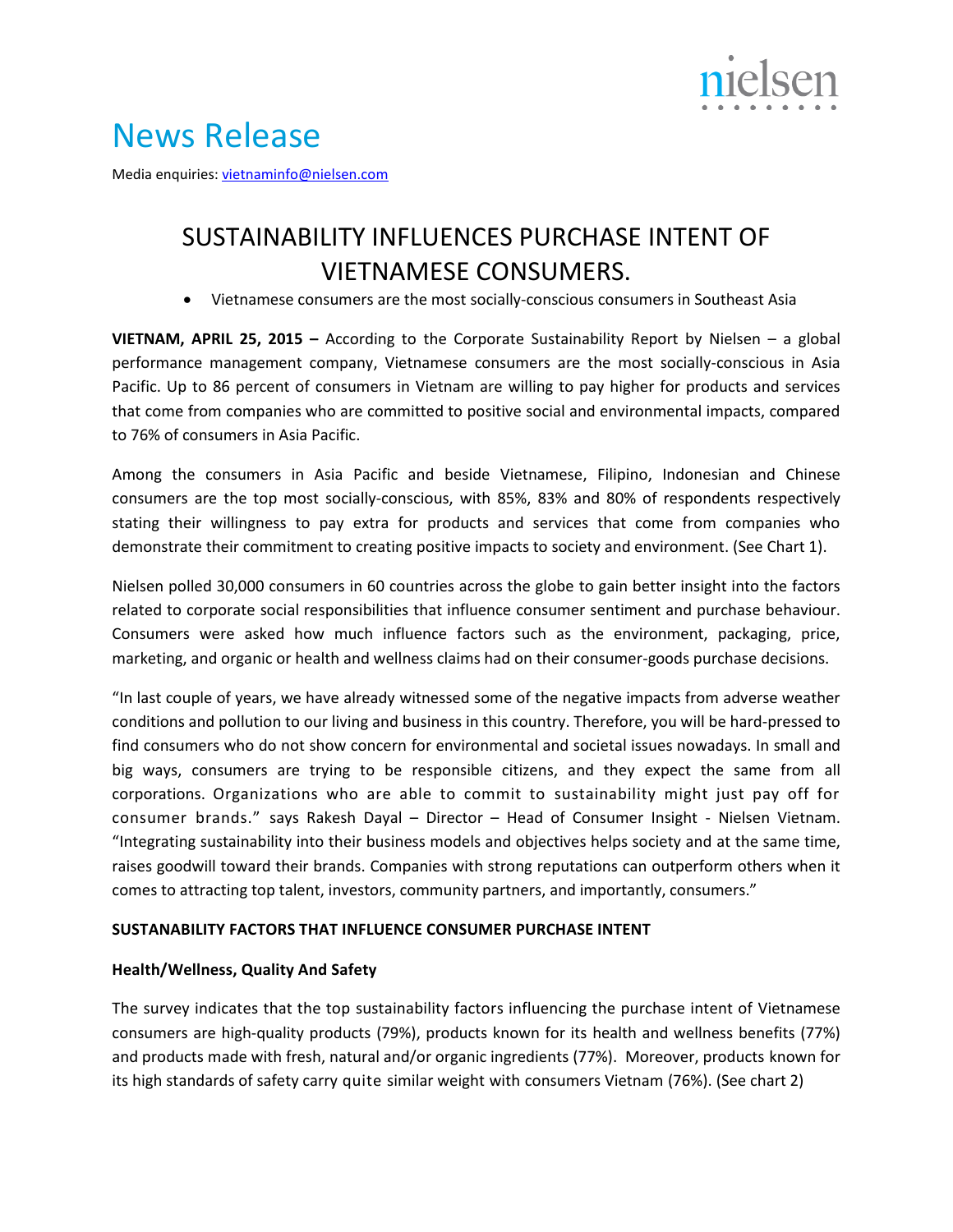# News Release

Media enquiries: vietnaminfo@nielsen.com

## SUSTAINABILITY INFLUENCES PURCHASE INTENT OF VIETNAMESE CONSUMERS.

- Vietnamese consumers are the most socially-conscious consumers in Southeast Asia

**VIETNAM, APRIL 25, 2015 –** According to the Corporate Sustainability Report by Nielsen – a global performance management company, Vietnamese consumers are the most socially-conscious in Asia Pacific. Up to 86 percent of consumers in Vietnam are willing to pay higher for products and services that come from companies who are committed to positive social and environmental impacts, compared to 76% of consumers in Asia Pacific.

Among the consumers in Asia Pacific and beside Vietnamese, Filipino, Indonesian and Chinese consumers are the top most socially-conscious, with 85%, 83% and 80% of respondents respectively stating their willingness to pay extra for products and services that come from companies who demonstrate their commitment to creating positive impacts to society and environment. (See Chart 1).

Nielsen polled 30,000 consumers in 60 countries across the globe to gain better insight into the factors related to corporate social responsibilities that influence consumer sentiment and purchase behaviour. Consumers were asked how much influence factors such as the environment, packaging, price, marketing, and organic or health and wellness claims had on their consumer-goods purchase decisions.

"In last couple of years, we have already witnessed some of the negative impacts from adverse weather conditions and pollution to our living and business in this country. Therefore, you will be hard-pressed to find consumers who do not show concern for environmental and societal issues nowadays. In small and big ways, consumers are trying to be responsible citizens, and they expect the same from all corporations. Organizations who are able to commit to sustainability might just pay off for consumer brands." says Rakesh Dayal – Director – Head of Consumer Insight - Nielsen Vietnam. "Integrating sustainability into their business models and objectives helps society and at the same time, raises goodwill toward their brands. Companies with strong reputations can outperform others when it comes to attracting top talent, investors, community partners, and importantly, consumers."

### SUSTANABILITY FACTORS THAT INFLUENCE CONSUMER PURCHASE INTENT

#### Health/Wellness, Quality And Safety

The survey indicates that the top sustainability factors influencing the purchase intent of Vietnamese consumers are high-quality products (79%), products known for its health and wellness benefits (77%) and products made with fresh, natural and/or organic ingredients (77%). Moreover, products known for its high standards of safety carry quite similar weight with consumers Vietnam (76%). (See chart 2)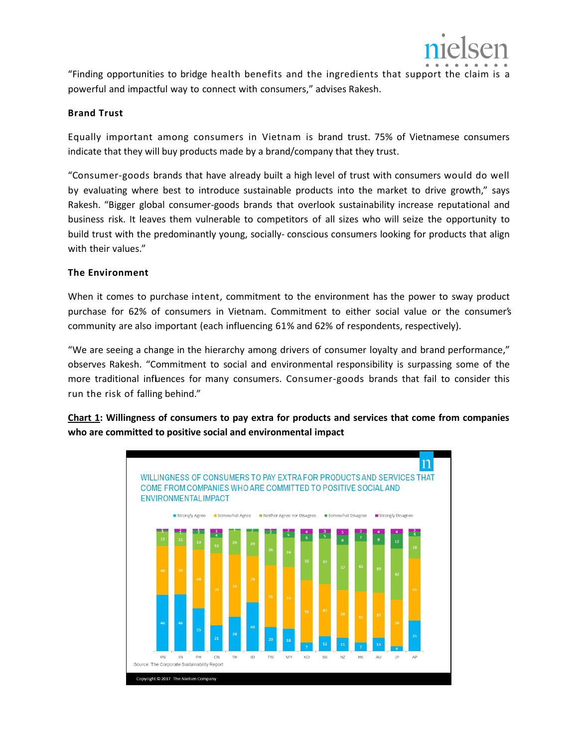"Finding opportunities to bridge health benefits and the ingredients that support the claim is a powerful and impactful way to connect with consumers," advises Rakesh.

**Brand Trust**

Equally important among consumers in Vietnam is brand trust. 75% of Vietnamese consumers indicate that they will buy products made by a brand/company that they trust.

"Consumer-goods brands that have already built a high level of trust with consumers would do well by evaluating where best to introduce sustainable products into the market to drive growth," says Rakesh. "Bigger global consumer-goods brands that overlook sustainability increase reputational and business risk. It leaves them vulnerable to competitors of all sizes who will seize the opportunity to build trust with the predominantly young, socially- conscious consumers looking for products that align with their values."

**The Environment**

When it comes to purchase intent, commitment to the environment has the power to sway product purchase for 62% of consumers in Vietnam. Commitment to either social value or the consumer's community are also important (each influencing 61% and 62% of respondents, respectively).

"We are seeing a change in the hierarchy among drivers of consumer loyalty and brand performance," observes Rakesh. "Commitment to social and environmental responsibility is surpassing some of the more traditional influences for many consumers. Consumer-goods brands that fail to consider this run the risk of falling behind."

**Chart 1: Willingness of consumers to pay extra for products and services that come from companies who are committed to positive social and environmental impact**

WILLINGNESS OF CONSUMERS TO PAY EXTRA FOR PRODUCTS AND SERVICES THAT COME FROM COMPANIES WHO ARE COMMITTED TO POSITIVE SOCIAL AND ENVIRONMENTAL IMPACT

| | VN | IN | PH | CN | TH | ID | TW | MY | KO | SG | NZ | HK | AU | JP | AP |
|---|---|---|---|---|---|---|---|---|---|---|---|---|---|---|---|
| Strongly Agree | 46 | 46 | 35 | 21 | 28 | 40 | 20 | 18 | 7 | 12 | 11 | 7 | 11 | 4 | 25 |
| Somewhat Agree | 40 | 39 | 48 | 59 | 51 | 38 | 51 | 51 | 51 | 43 | 39 | 42 | 37 | 38 | 51 |
| Neither Agree nor Disagree | 12 | 11 | 13 | 13 | 20 | 20 | 26 | 24 | 32 | 37 | 37 | 41 | 39 | 42 | 18 |
| Somewhat Disagree | 1 | 1 | 3 | 4 | | 2 | 3 | 5 | 6 | 5 | 8 | 7 | 9 | 12 | 4 |
| Strongly Disagree | 1 | 2 | 1 | 3 | 1 | | 1 | 2 | 4 | 3 | 5 | 3 | 4 | 4 | 2 |

Source: The Corporate Sustainability Report

Copyright © 2017 The Nielsen Company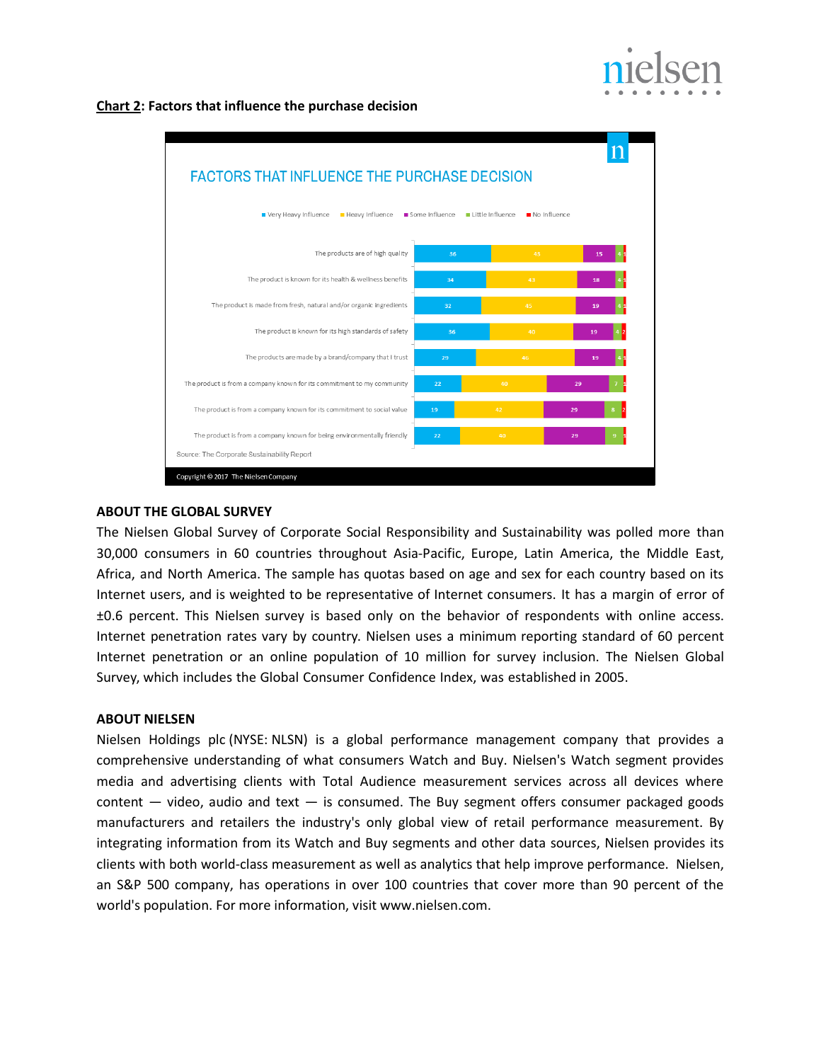**Chart 2: Factors that influence the purchase decision**

FACTORS THAT INFLUENCE THE PURCHASE DECISION

Very Heavy Influence
Heavy Influence
Some Influence
Little Influence
No Influence

The products are of high quality
36 43 15 4 1

The product is known for its health & wellness benefits
34 43 18 4 1

The product is made from fresh, natural and/or organic ingredients
32 45 19 4 1

The product is known for its high standards of safety
36 40 19 4 2

The products are made by a brand/company that I trust
29 46 19 4 1

The product is from a company known for its commitment to my community
22 40 29 7 1

The product is from a company known for its commitment to social value
19 42 29 8 2

The product is from a company known for being environmentally friendly
22 40 29 9 1

Source: The Corporate Sustainability Report

Copyright © 2017 The Nielsen Company

## ABOUT THE GLOBAL SURVEY

The Nielsen Global Survey of Corporate Social Responsibility and Sustainability was polled more than 30,000 consumers in 60 countries throughout Asia-Pacific, Europe, Latin America, the Middle East, Africa, and North America. The sample has quotas based on age and sex for each country based on its Internet users, and is weighted to be representative of Internet consumers. It has a margin of error of ±0.6 percent. This Nielsen survey is based only on the behavior of respondents with online access. Internet penetration rates vary by country. Nielsen uses a minimum reporting standard of 60 percent Internet penetration or an online population of 10 million for survey inclusion. The Nielsen Global Survey, which includes the Global Consumer Confidence Index, was established in 2005.

## ABOUT NIELSEN

Nielsen Holdings plc (NYSE: NLSN) is a global performance management company that provides a comprehensive understanding of what consumers Watch and Buy. Nielsen's Watch segment provides media and advertising clients with Total Audience measurement services across all devices where content — video, audio and text — is consumed. The Buy segment offers consumer packaged goods manufacturers and retailers the industry's only global view of retail performance measurement. By integrating information from its Watch and Buy segments and other data sources, Nielsen provides its clients with both world-class measurement as well as analytics that help improve performance. Nielsen, an S&P 500 company, has operations in over 100 countries that cover more than 90 percent of the world's population. For more information, visit www.nielsen.com.